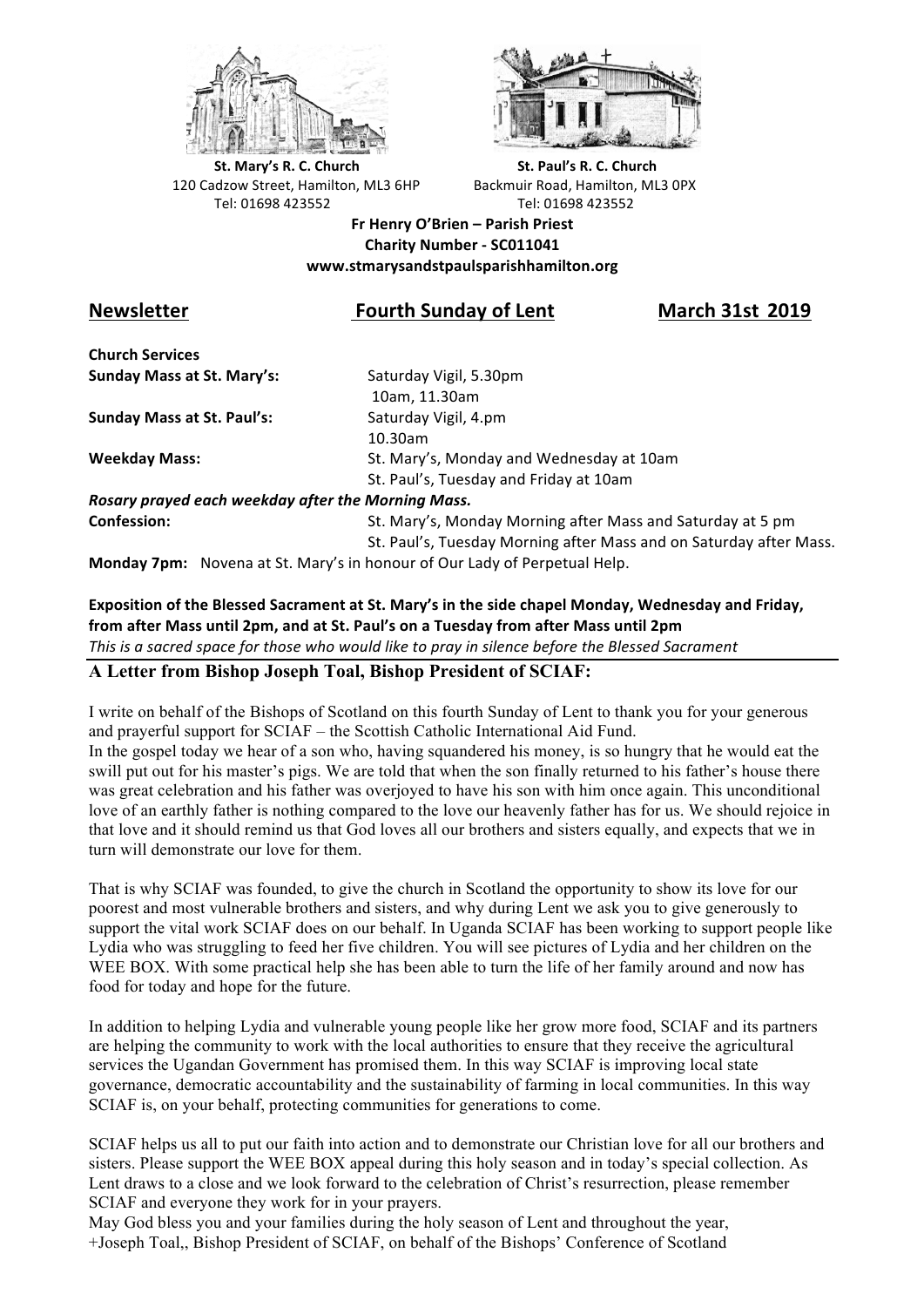**St. Mary's R. C. Church**
120 Cadzow Street, Hamilton, ML3 6HP
Tel: 01698 423552

**St. Paul's R. C. Church**
Backmuir Road, Hamilton, ML3 0PX
Tel: 01698 423552

**Fr Henry O'Brien – Parish Priest**
**Charity Number - SC011041**
**www.stmarysandstpaulsparishhamilton.org**

## Newsletter — Fourth Sunday of Lent — March 31st 2019

**Church Services**

**Sunday Mass at St. Mary's:** Saturday Vigil, 5.30pm
10am, 11.30am

**Sunday Mass at St. Paul's:** Saturday Vigil, 4.pm
10.30am

**Weekday Mass:** St. Mary's, Monday and Wednesday at 10am
St. Paul's, Tuesday and Friday at 10am

***Rosary prayed each weekday after the Morning Mass.***

**Confession:** St. Mary's, Monday Morning after Mass and Saturday at 5 pm
St. Paul's, Tuesday Morning after Mass and on Saturday after Mass.

**Monday 7pm:** Novena at St. Mary's in honour of Our Lady of Perpetual Help.

**Exposition of the Blessed Sacrament at St. Mary's in the side chapel Monday, Wednesday and Friday, from after Mass until 2pm, and at St. Paul's on a Tuesday from after Mass until 2pm**
*This is a sacred space for those who would like to pray in silence before the Blessed Sacrament*

### A Letter from Bishop Joseph Toal, Bishop President of SCIAF:

I write on behalf of the Bishops of Scotland on this fourth Sunday of Lent to thank you for your generous and prayerful support for SCIAF – the Scottish Catholic International Aid Fund.
In the gospel today we hear of a son who, having squandered his money, is so hungry that he would eat the swill put out for his master's pigs. We are told that when the son finally returned to his father's house there was great celebration and his father was overjoyed to have his son with him once again. This unconditional love of an earthly father is nothing compared to the love our heavenly father has for us. We should rejoice in that love and it should remind us that God loves all our brothers and sisters equally, and expects that we in turn will demonstrate our love for them.

That is why SCIAF was founded, to give the church in Scotland the opportunity to show its love for our poorest and most vulnerable brothers and sisters, and why during Lent we ask you to give generously to support the vital work SCIAF does on our behalf. In Uganda SCIAF has been working to support people like Lydia who was struggling to feed her five children. You will see pictures of Lydia and her children on the WEE BOX. With some practical help she has been able to turn the life of her family around and now has food for today and hope for the future.

In addition to helping Lydia and vulnerable young people like her grow more food, SCIAF and its partners are helping the community to work with the local authorities to ensure that they receive the agricultural services the Ugandan Government has promised them. In this way SCIAF is improving local state governance, democratic accountability and the sustainability of farming in local communities. In this way SCIAF is, on your behalf, protecting communities for generations to come.

SCIAF helps us all to put our faith into action and to demonstrate our Christian love for all our brothers and sisters. Please support the WEE BOX appeal during this holy season and in today's special collection. As Lent draws to a close and we look forward to the celebration of Christ's resurrection, please remember SCIAF and everyone they work for in your prayers.
May God bless you and your families during the holy season of Lent and throughout the year,
+Joseph Toal,, Bishop President of SCIAF, on behalf of the Bishops' Conference of Scotland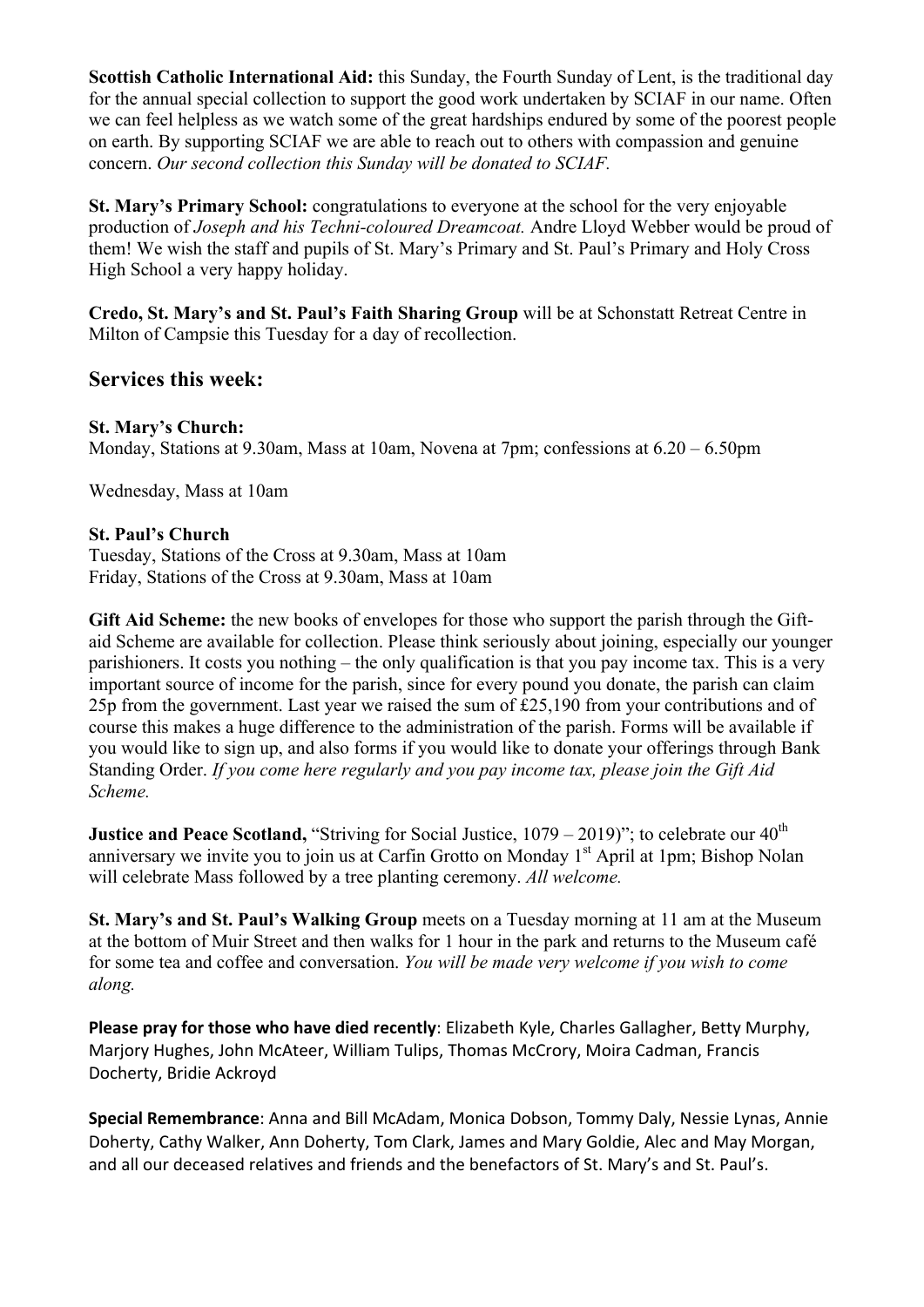**Scottish Catholic International Aid:** this Sunday, the Fourth Sunday of Lent, is the traditional day for the annual special collection to support the good work undertaken by SCIAF in our name. Often we can feel helpless as we watch some of the great hardships endured by some of the poorest people on earth. By supporting SCIAF we are able to reach out to others with compassion and genuine concern. *Our second collection this Sunday will be donated to SCIAF.*

**St. Mary's Primary School:** congratulations to everyone at the school for the very enjoyable production of *Joseph and his Techni-coloured Dreamcoat.* Andre Lloyd Webber would be proud of them! We wish the staff and pupils of St. Mary's Primary and St. Paul's Primary and Holy Cross High School a very happy holiday.

**Credo, St. Mary's and St. Paul's Faith Sharing Group** will be at Schonstatt Retreat Centre in Milton of Campsie this Tuesday for a day of recollection.

## Services this week:

**St. Mary's Church:**
Monday, Stations at 9.30am, Mass at 10am, Novena at 7pm; confessions at 6.20 – 6.50pm

Wednesday, Mass at 10am

**St. Paul's Church**
Tuesday, Stations of the Cross at 9.30am, Mass at 10am
Friday, Stations of the Cross at 9.30am, Mass at 10am

**Gift Aid Scheme:** the new books of envelopes for those who support the parish through the Gift-aid Scheme are available for collection. Please think seriously about joining, especially our younger parishioners. It costs you nothing – the only qualification is that you pay income tax. This is a very important source of income for the parish, since for every pound you donate, the parish can claim 25p from the government. Last year we raised the sum of £25,190 from your contributions and of course this makes a huge difference to the administration of the parish. Forms will be available if you would like to sign up, and also forms if you would like to donate your offerings through Bank Standing Order. *If you come here regularly and you pay income tax, please join the Gift Aid Scheme.*

**Justice and Peace Scotland,** "Striving for Social Justice, 1079 – 2019)"; to celebrate our 40th anniversary we invite you to join us at Carfin Grotto on Monday 1st April at 1pm; Bishop Nolan will celebrate Mass followed by a tree planting ceremony. *All welcome.*

**St. Mary's and St. Paul's Walking Group** meets on a Tuesday morning at 11 am at the Museum at the bottom of Muir Street and then walks for 1 hour in the park and returns to the Museum café for some tea and coffee and conversation. *You will be made very welcome if you wish to come along.*

**Please pray for those who have died recently**: Elizabeth Kyle, Charles Gallagher, Betty Murphy, Marjory Hughes, John McAteer, William Tulips, Thomas McCrory, Moira Cadman, Francis Docherty, Bridie Ackroyd

**Special Remembrance**: Anna and Bill McAdam, Monica Dobson, Tommy Daly, Nessie Lynas, Annie Doherty, Cathy Walker, Ann Doherty, Tom Clark, James and Mary Goldie, Alec and May Morgan, and all our deceased relatives and friends and the benefactors of St. Mary's and St. Paul's.